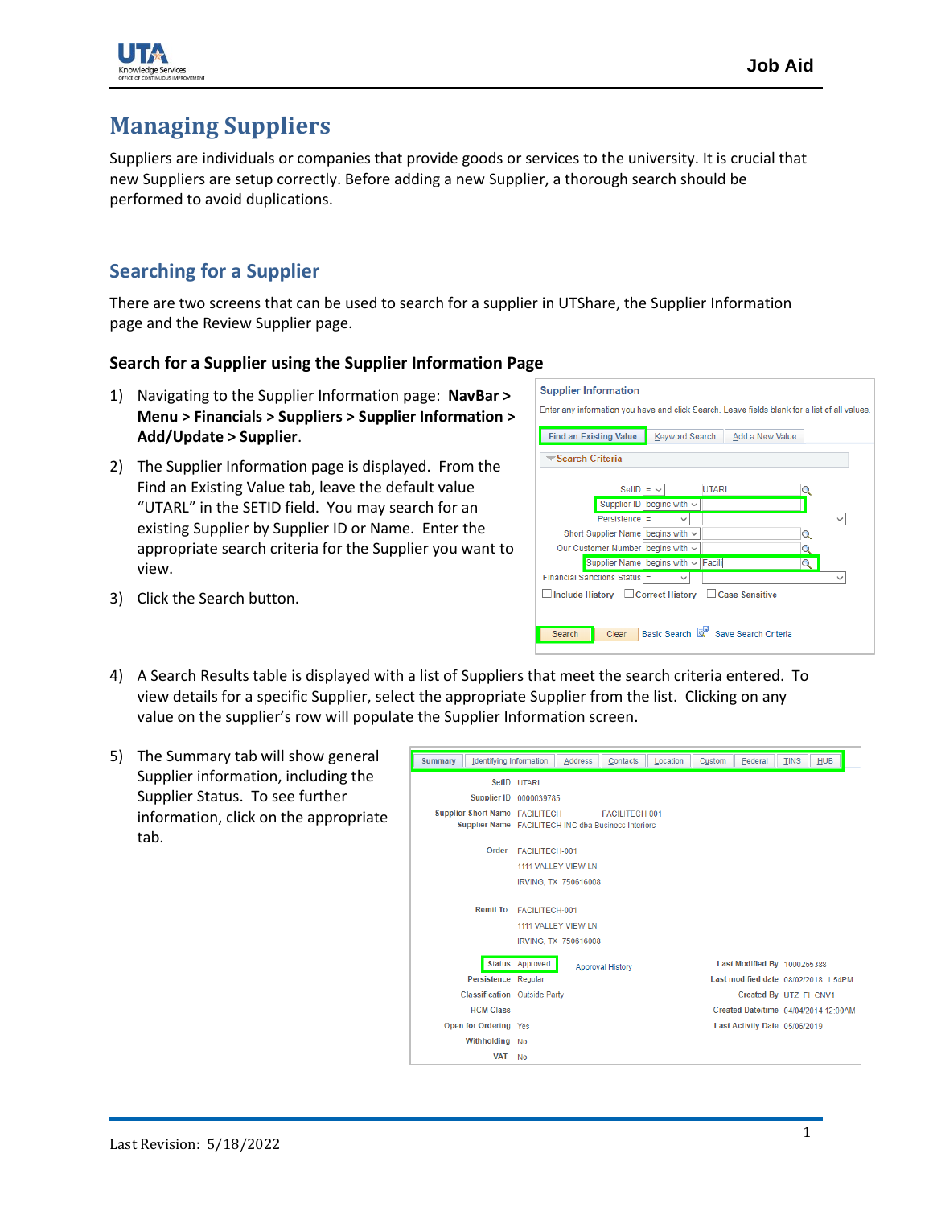# Managing Suppliers

Suppliers are individuals or companies that provide goods or services to the university. It is crucial that new Suppliers are setup correctly. Before adding a new Supplier, a thorough search should be performed to avoid duplications.

## Searching for a Supplier

There are two screens that can be used to search for a supplier in UTShare, the Supplier Information page and the Review Supplier page.

### Search for a Supplier using the Supplier Information Page

1) Navigating to the Supplier Information page: **NavBar > Menu > Financials > Suppliers > Supplier Information > Add/Update > Supplier**.

2) The Supplier Information page is displayed. From the Find an Existing Value tab, leave the default value "UTARL" in the SETID field. You may search for an existing Supplier by Supplier ID or Name. Enter the appropriate search criteria for the Supplier you want to view.

3) Click the Search button.

4) A Search Results table is displayed with a list of Suppliers that meet the search criteria entered. To view details for a specific Supplier, select the appropriate Supplier from the list. Clicking on any value on the supplier's row will populate the Supplier Information screen.

5) The Summary tab will show general Supplier information, including the Supplier Status. To see further information, click on the appropriate tab.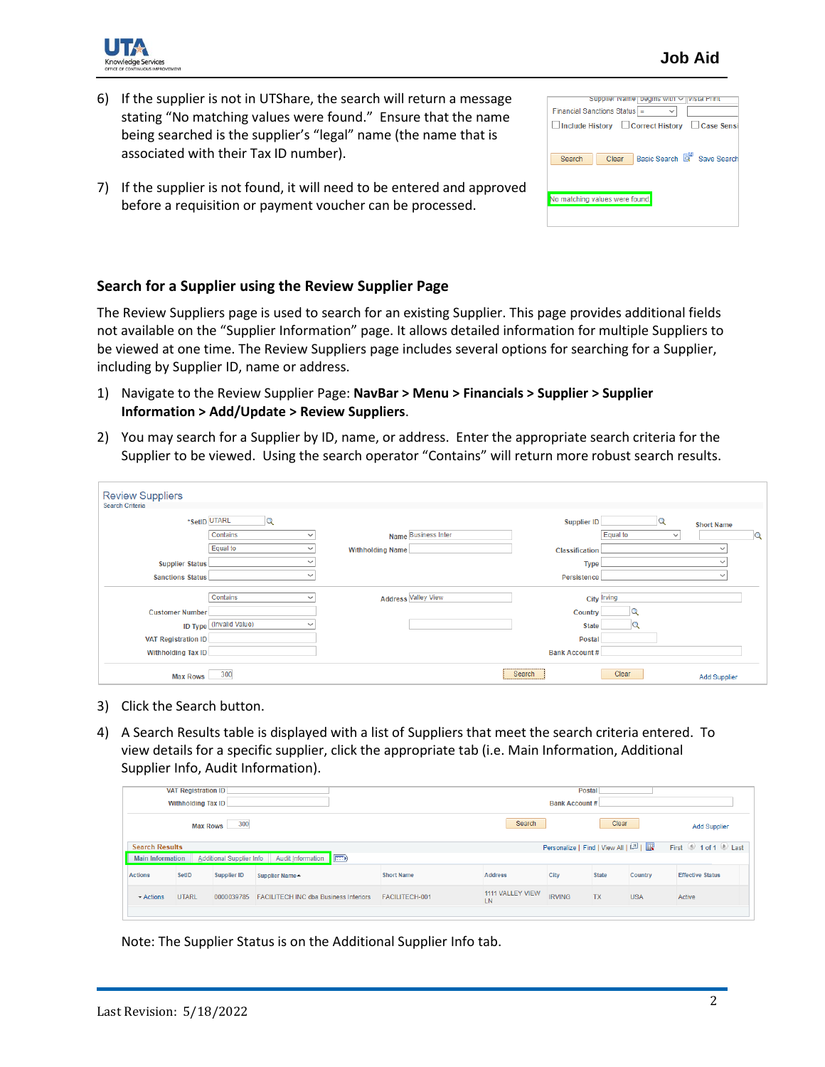6) If the supplier is not in UTShare, the search will return a message stating "No matching values were found." Ensure that the name being searched is the supplier's "legal" name (the name that is associated with their Tax ID number).

7) If the supplier is not found, it will need to be entered and approved before a requisition or payment voucher can be processed.

### Search for a Supplier using the Review Supplier Page

The Review Suppliers page is used to search for an existing Supplier. This page provides additional fields not available on the "Supplier Information" page. It allows detailed information for multiple Suppliers to be viewed at one time. The Review Suppliers page includes several options for searching for a Supplier, including by Supplier ID, name or address.

1) Navigate to the Review Supplier Page: **NavBar > Menu > Financials > Supplier > Supplier Information > Add/Update > Review Suppliers**.

2) You may search for a Supplier by ID, name, or address. Enter the appropriate search criteria for the Supplier to be viewed. Using the search operator "Contains" will return more robust search results.

3) Click the Search button.

4) A Search Results table is displayed with a list of Suppliers that meet the search criteria entered. To view details for a specific supplier, click the appropriate tab (i.e. Main Information, Additional Supplier Info, Audit Information).

Note: The Supplier Status is on the Additional Supplier Info tab.

Last Revision: 5/18/2022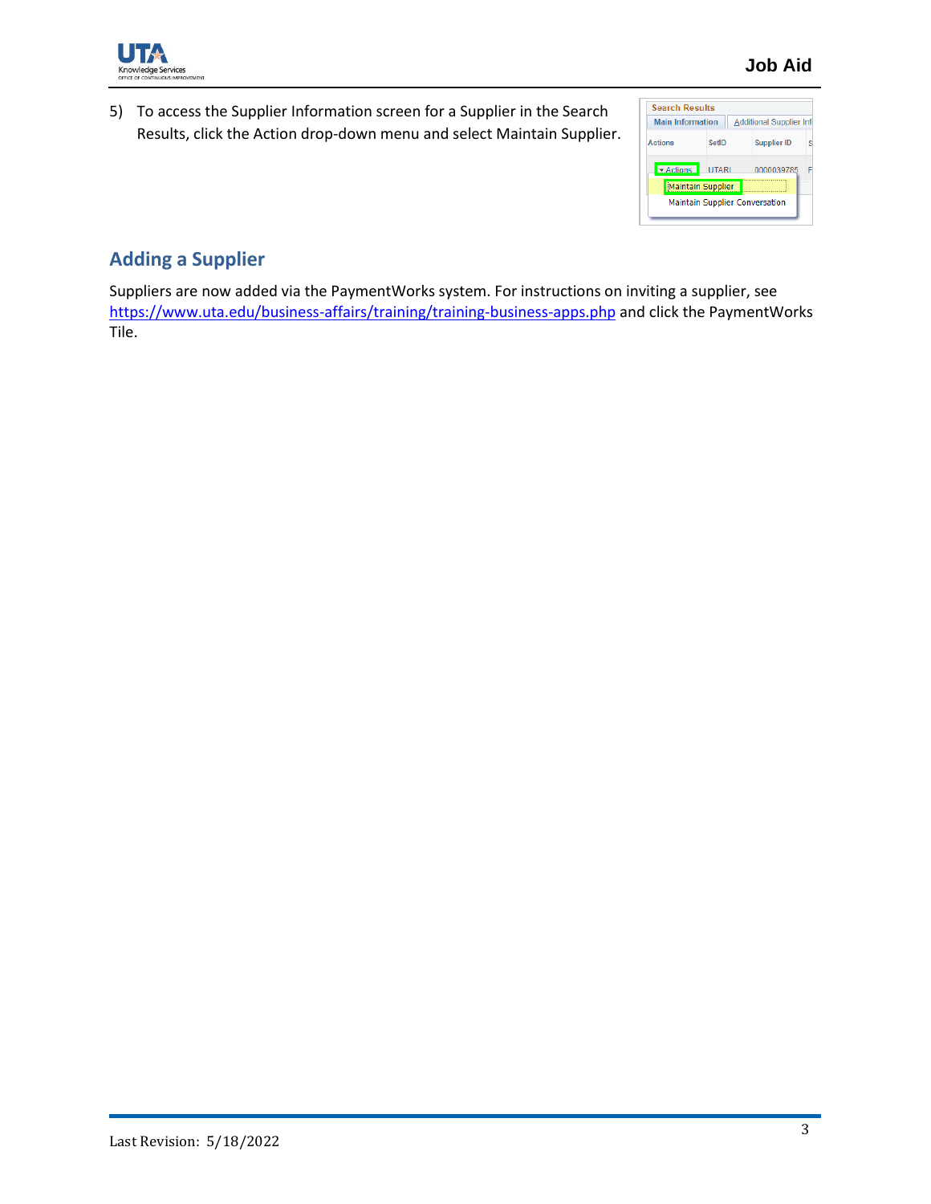5) To access the Supplier Information screen for a Supplier in the Search Results, click the Action drop-down menu and select Maintain Supplier.

## Adding a Supplier

Suppliers are now added via the PaymentWorks system. For instructions on inviting a supplier, see https://www.uta.edu/business-affairs/training/training-business-apps.php and click the PaymentWorks Tile.